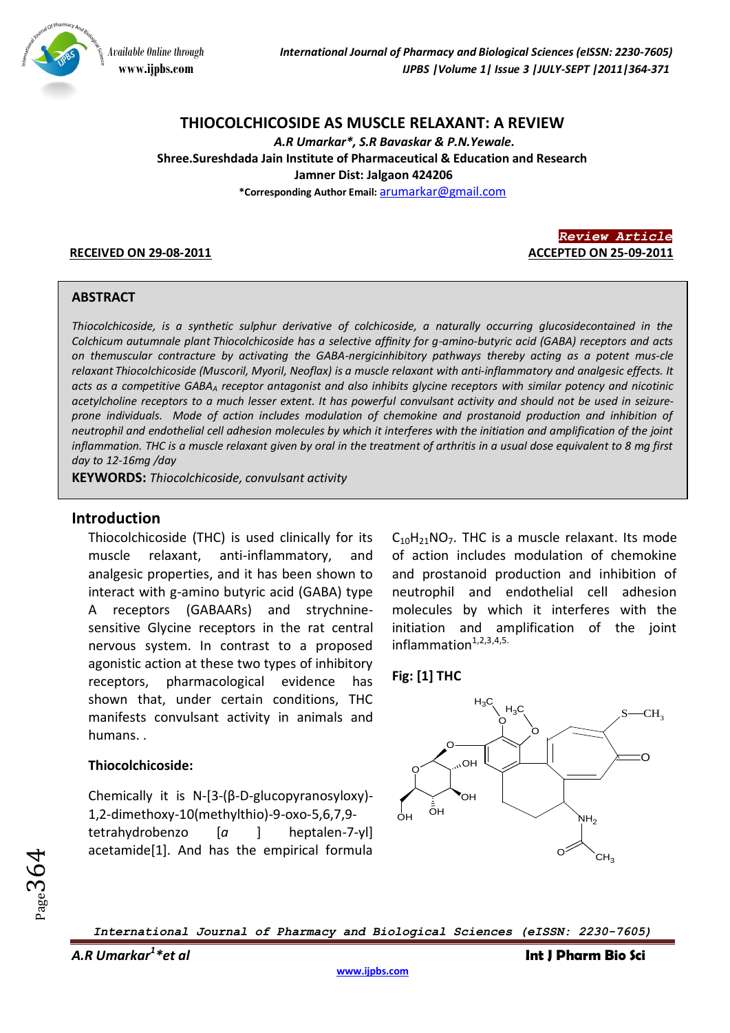# THIOCOLCHICOSIDE AS MUSCLE RELAXANT: A REVIEW

***A.R Umarkar\*, S.R Bavaskar & P.N.Yewale.***

**Shree.Sureshdada Jain Institute of Pharmaceutical & Education and Research**

**Jamner Dist: Jalgaon 424206**

**\*Corresponding Author Email:** arumarkar@gmail.com

***Review Article***

**RECEIVED ON 29-08-2011** **ACCEPTED ON 25-09-2011**

## ABSTRACT

*Thiocolchicoside, is a synthetic sulphur derivative of colchicoside, a naturally occurring glucosidecontained in the Colchicum autumnale plant Thiocolchicoside has a selective affinity for g-amino-butyric acid (GABA) receptors and acts on themuscular contracture by activating the GABA-nergicinhibitory pathways thereby acting as a potent mus-cle relaxant Thiocolchicoside (Muscoril, Myoril, Neoflax) is a muscle relaxant with anti-inflammatory and analgesic effects. It acts as a competitive $GABA_A$ receptor antagonist and also inhibits glycine receptors with similar potency and nicotinic acetylcholine receptors to a much lesser extent. It has powerful convulsant activity and should not be used in seizure-prone individuals. Mode of action includes modulation of chemokine and prostanoid production and inhibition of neutrophil and endothelial cell adhesion molecules by which it interferes with the initiation and amplification of the joint inflammation. THC is a muscle relaxant given by oral in the treatment of arthritis in a usual dose equivalent to 8 mg first day to 12-16mg /day*

**KEYWORDS:** *Thiocolchicoside, convulsant activity*

## Introduction

Thiocolchicoside (THC) is used clinically for its muscle relaxant, anti-inflammatory, and analgesic properties, and it has been shown to interact with g-amino butyric acid (GABA) type A receptors (GABAARs) and strychnine-sensitive Glycine receptors in the rat central nervous system. In contrast to a proposed agonistic action at these two types of inhibitory receptors, pharmacological evidence has shown that, under certain conditions, THC manifests convulsant activity in animals and humans. .

### Thiocolchicoside:

Chemically it is N-[3-(β-D-glucopyranosyloxy)-1,2-dimethoxy-10(methylthio)-9-oxo-5,6,7,9-tetrahydrobenzo [*a* ] heptalen-7-yl] acetamide[1]. And has the empirical formula $C_{10}H_{21}NO_7$. THC is a muscle relaxant. Its mode of action includes modulation of chemokine and prostanoid production and inhibition of neutrophil and endothelial cell adhesion molecules by which it interferes with the initiation and amplification of the joint inflammation[1,2,3,4,5.]

**Fig: [1] THC**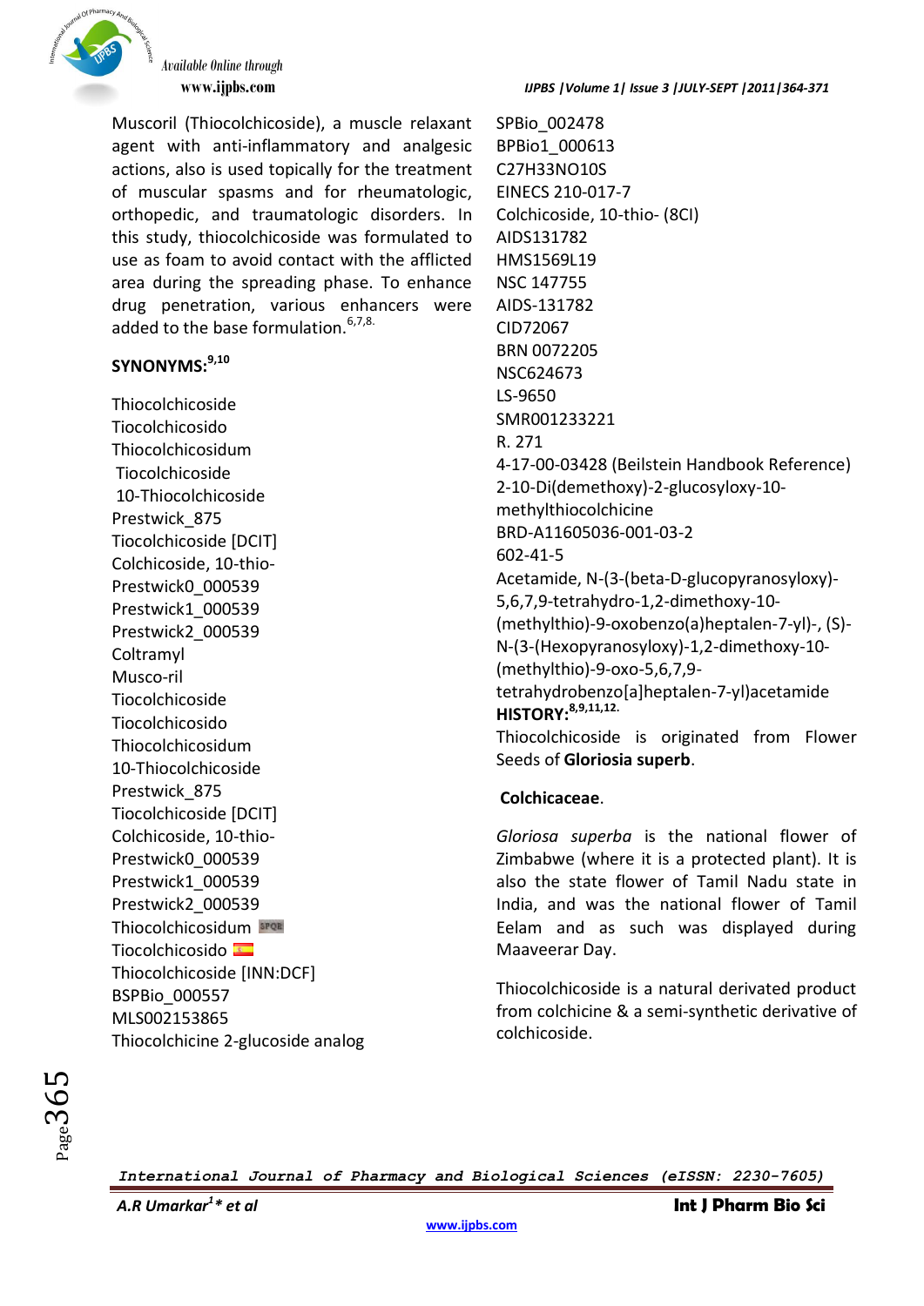Muscoril (Thiocolchicoside), a muscle relaxant agent with anti-inflammatory and analgesic actions, also is used topically for the treatment of muscular spasms and for rheumatologic, orthopedic, and traumatologic disorders. In this study, thiocolchicoside was formulated to use as foam to avoid contact with the afflicted area during the spreading phase. To enhance drug penetration, various enhancers were added to the base formulation.[6,7,8.]

**SYNONYMS:**[9,10]

Thiocolchicoside
Tiocolchicosido
Thiocolchicosidum
Tiocolchicoside
10-Thiocolchicoside
Prestwick_875
Tiocolchicoside [DCIT]
Colchicoside, 10-thio-
Prestwick0_000539
Prestwick1_000539
Prestwick2_000539
Coltramyl
Musco-ril
Tiocolchicoside
Tiocolchicosido
Thiocolchicosidum
10-Thiocolchicoside
Prestwick_875
Tiocolchicoside [DCIT]
Colchicoside, 10-thio-
Prestwick0_000539
Prestwick1_000539
Prestwick2_000539
Thiocolchicosidum
Tiocolchicosido
Thiocolchicoside [INN:DCF]
BSPBio_000557
MLS002153865
Thiocolchicine 2-glucoside analog
SPBio_002478
BPBio1_000613
C27H33NO10S
EINECS 210-017-7
Colchicoside, 10-thio- (8CI)
AIDS131782
HMS1569L19
NSC 147755
AIDS-131782
CID72067
BRN 0072205
NSC624673
LS-9650
SMR001233221
R. 271
4-17-00-03428 (Beilstein Handbook Reference)
2-10-Di(demethoxy)-2-glucosyloxy-10-methylthiocolchicine
BRD-A11605036-001-03-2
602-41-5
Acetamide, N-(3-(beta-D-glucopyranosyloxy)-5,6,7,9-tetrahydro-1,2-dimethoxy-10-(methylthio)-9-oxobenzo(a)heptalen-7-yl)-, (S)-
N-(3-(Hexopyranosyloxy)-1,2-dimethoxy-10-(methylthio)-9-oxo-5,6,7,9-tetrahydrobenzo[a]heptalen-7-yl)acetamide

**HISTORY:**[8,9,11,12.]

Thiocolchicoside is originated from Flower Seeds of **Gloriosia superb**.

**Colchicaceae**.

*Gloriosa superba* is the national flower of Zimbabwe (where it is a protected plant). It is also the state flower of Tamil Nadu state in India, and was the national flower of Tamil Eelam and as such was displayed during Maaveerar Day.

Thiocolchicoside is a natural derivated product from colchicine & a semi-synthetic derivative of colchicoside.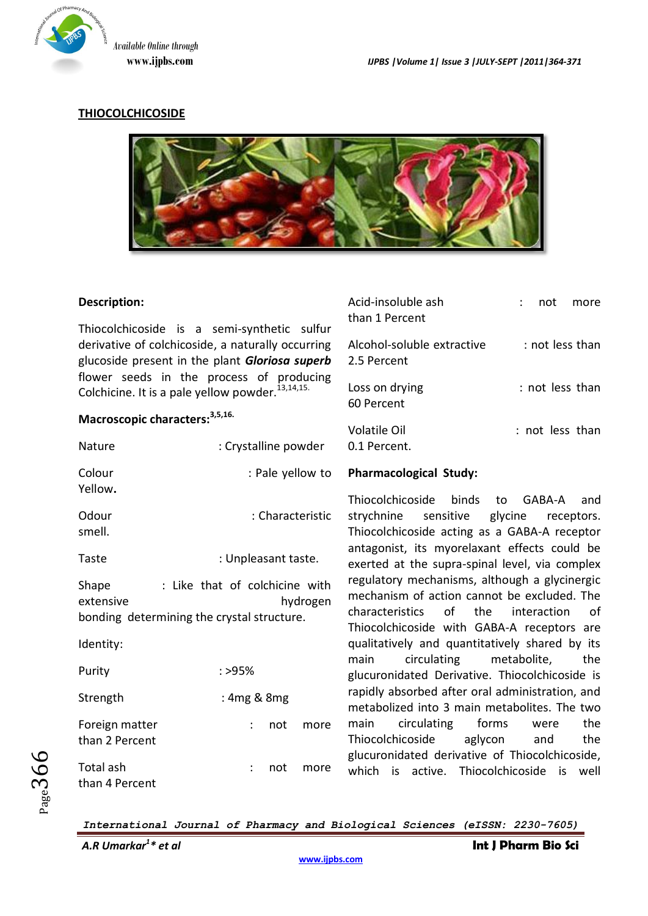## THIOCOLCHICOSIDE

**Description:**

Thiocolchicoside is a semi-synthetic sulfur derivative of colchicoside, a naturally occurring glucoside present in the plant ***Gloriosa superb*** flower seeds in the process of producing Colchicine. It is a pale yellow powder.[13,14,15.]

**Macroscopic characters:**[3,5,16.]

Nature : Crystalline powder

Colour : Pale yellow to Yellow.

Odour : Characteristic smell.

Taste : Unpleasant taste.

Shape : Like that of colchicine with extensive hydrogen bonding determining the crystal structure.

Identity:

Purity : >95%

Strength : 4mg & 8mg

Foreign matter : not more than 2 Percent

Total ash : not more than 4 Percent

Acid-insoluble ash : not more than 1 Percent

Alcohol-soluble extractive : not less than 2.5 Percent

Loss on drying : not less than 60 Percent

Volatile Oil : not less than 0.1 Percent.

**Pharmacological Study:**

Thiocolchicoside binds to GABA-A and strychnine sensitive glycine receptors. Thiocolchicoside acting as a GABA-A receptor antagonist, its myorelaxant effects could be exerted at the supra-spinal level, via complex regulatory mechanisms, although a glycinergic mechanism of action cannot be excluded. The characteristics of the interaction of Thiocolchicoside with GABA-A receptors are qualitatively and quantitatively shared by its main circulating metabolite, the glucuronidated Derivative. Thiocolchicoside is rapidly absorbed after oral administration, and metabolized into 3 main metabolites. The two main circulating forms were the Thiocolchicoside aglycon and the glucuronidated derivative of Thiocolchicoside, which is active. Thiocolchicoside is well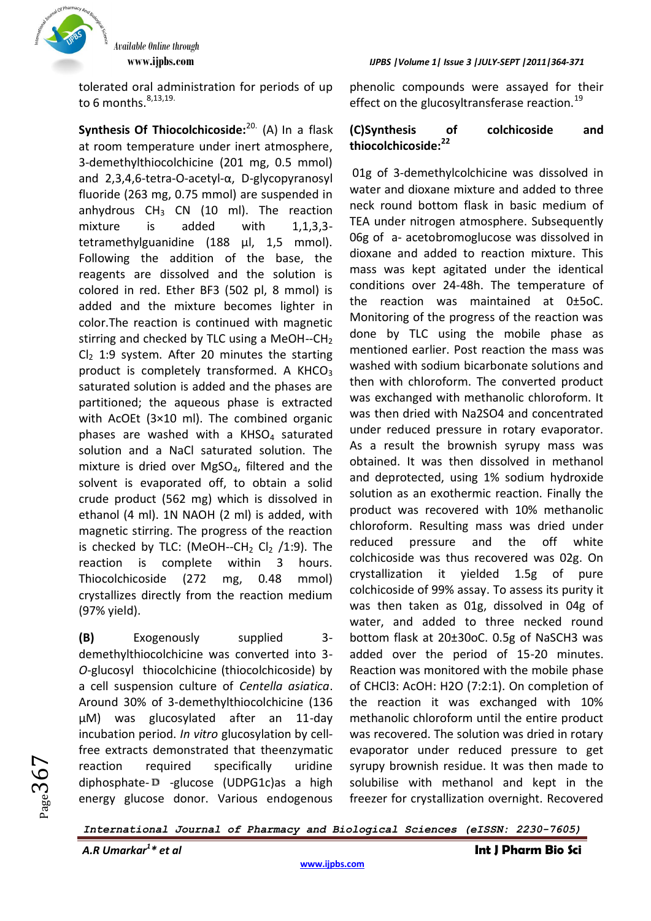tolerated oral administration for periods of up to 6 months.[8,13,19.]

**Synthesis Of Thiocolchicoside:**[20.] (A) In a flask at room temperature under inert atmosphere, 3-demethylthiocolchicine (201 mg, 0.5 mmol) and 2,3,4,6-tetra-O-acetyl-α, D-glycopyranosyl fluoride (263 mg, 0.75 mmol) are suspended in anhydrous $CH_3$ CN (10 ml). The reaction mixture is added with 1,1,3,3-tetramethylguanidine (188 µl, 1,5 mmol). Following the addition of the base, the reagents are dissolved and the solution is colored in red. Ether BF3 (502 pl, 8 mmol) is added and the mixture becomes lighter in color.The reaction is continued with magnetic stirring and checked by TLC using a MeOH--$CH_2$ $Cl_2$ 1:9 system. After 20 minutes the starting product is completely transformed. A $KHCO_3$ saturated solution is added and the phases are partitioned; the aqueous phase is extracted with AcOEt (3×10 ml). The combined organic phases are washed with a $KHSO_4$ saturated solution and a NaCl saturated solution. The mixture is dried over $MgSO_4$, filtered and the solvent is evaporated off, to obtain a solid crude product (562 mg) which is dissolved in ethanol (4 ml). 1N NAOH (2 ml) is added, with magnetic stirring. The progress of the reaction is checked by TLC: (MeOH--$CH_2$ $Cl_2$ /1:9). The reaction is complete within 3 hours. Thiocolchicoside (272 mg, 0.48 mmol) crystallizes directly from the reaction medium (97% yield).

**(B)** Exogenously supplied 3-demethylthiocolchicine was converted into 3-*O*-glucosyl thiocolchicine (thiocolchicoside) by a cell suspension culture of *Centella asiatica*. Around 30% of 3-demethylthiocolchicine (136 µM) was glucosylated after an 11-day incubation period. *In vitro* glucosylation by cell-free extracts demonstrated that theenzymatic reaction required specifically uridine diphosphate-D -glucose (UDPG1c)as a high energy glucose donor. Various endogenous phenolic compounds were assayed for their effect on the glucosyltransferase reaction.[19]

**(C)Synthesis of colchicoside and thiocolchicoside:**[22]

01g of 3-demethylcolchicine was dissolved in water and dioxane mixture and added to three neck round bottom flask in basic medium of TEA under nitrogen atmosphere. Subsequently 06g of a- acetobromoglucose was dissolved in dioxane and added to reaction mixture. This mass was kept agitated under the identical conditions over 24-48h. The temperature of the reaction was maintained at 0±5oC. Monitoring of the progress of the reaction was done by TLC using the mobile phase as mentioned earlier. Post reaction the mass was washed with sodium bicarbonate solutions and then with chloroform. The converted product was exchanged with methanolic chloroform. It was then dried with Na2SO4 and concentrated under reduced pressure in rotary evaporator. As a result the brownish syrupy mass was obtained. It was then dissolved in methanol and deprotected, using 1% sodium hydroxide solution as an exothermic reaction. Finally the product was recovered with 10% methanolic chloroform. Resulting mass was dried under reduced pressure and the off white colchicoside was thus recovered was 02g. On crystallization it yielded 1.5g of pure colchicoside of 99% assay. To assess its purity it was then taken as 01g, dissolved in 04g of water, and added to three necked round bottom flask at 20±30oC. 0.5g of NaSCH3 was added over the period of 15-20 minutes. Reaction was monitored with the mobile phase of CHCl3: AcOH: H2O (7:2:1). On completion of the reaction it was exchanged with 10% methanolic chloroform until the entire product was recovered. The solution was dried in rotary evaporator under reduced pressure to get syrupy brownish residue. It was then made to solubilise with methanol and kept in the freezer for crystallization overnight. Recovered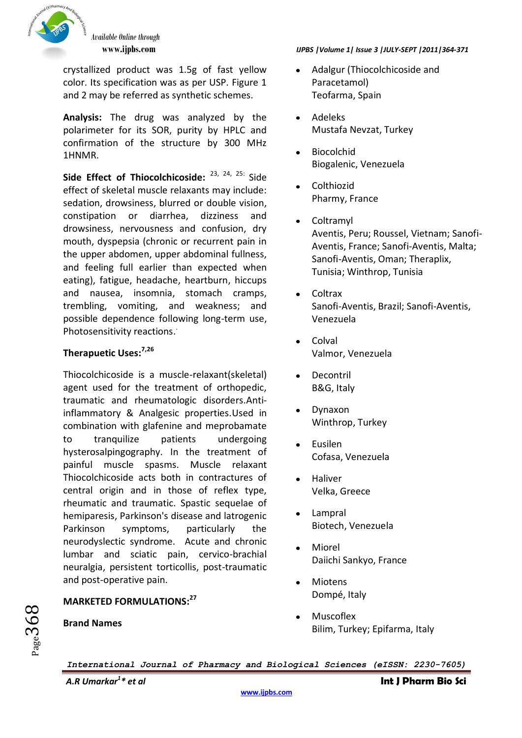crystallized product was 1.5g of fast yellow color. Its specification was as per USP. Figure 1 and 2 may be referred as synthetic schemes.

**Analysis:** The drug was analyzed by the polarimeter for its SOR, purity by HPLC and confirmation of the structure by 300 MHz 1HNMR.

**Side Effect of Thiocolchicoside:** [23, 24, 25:] Side effect of skeletal muscle relaxants may include: sedation, drowsiness, blurred or double vision, constipation or diarrhea, dizziness and drowsiness, nervousness and confusion, dry mouth, dyspepsia (chronic or recurrent pain in the upper abdomen, upper abdominal fullness, and feeling full earlier than expected when eating), fatigue, headache, heartburn, hiccups and nausea, insomnia, stomach cramps, trembling, vomiting, and weakness; and possible dependence following long-term use, Photosensitivity reactions.

## Therapuetic Uses:[7,26]

Thiocolchicoside is a muscle-relaxant(skeletal) agent used for the treatment of orthopedic, traumatic and rheumatologic disorders.Anti-inflammatory & Analgesic properties.Used in combination with glafenine and meprobamate to tranquilize patients undergoing hysterosalpingography. In the treatment of painful muscle spasms. Muscle relaxant Thiocolchicoside acts both in contractures of central origin and in those of reflex type, rheumatic and traumatic. Spastic sequelae of hemiparesis, Parkinson's disease and latrogenic Parkinson symptoms, particularly the neurodyslectic syndrome. Acute and chronic lumbar and sciatic pain, cervico-brachial neuralgia, persistent torticollis, post-traumatic and post-operative pain.

## MARKETED FORMULATIONS:[27]

**Brand Names**

- Adalgur (Thiocolchicoside and Paracetamol)
  Teofarma, Spain
- Adeleks
  Mustafa Nevzat, Turkey
- Biocolchid
  Biogalenic, Venezuela
- Colthiozid
  Pharmy, France
- Coltramyl
  Aventis, Peru; Roussel, Vietnam; Sanofi-Aventis, France; Sanofi-Aventis, Malta; Sanofi-Aventis, Oman; Theraplix, Tunisia; Winthrop, Tunisia
- Coltrax
  Sanofi-Aventis, Brazil; Sanofi-Aventis, Venezuela
- Colval
  Valmor, Venezuela
- Decontril
  B&G, Italy
- Dynaxon
  Winthrop, Turkey
- Eusilen
  Cofasa, Venezuela
- Haliver
  Velka, Greece
- Lampral
  Biotech, Venezuela
- Miorel
  Daiichi Sankyo, France
- Miotens
  Dompé, Italy
- Muscoflex
  Bilim, Turkey; Epifarma, Italy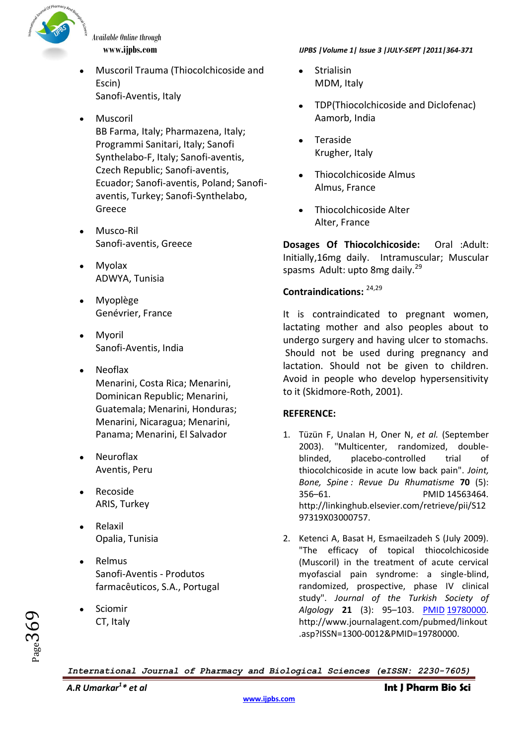- Muscoril Trauma (Thiocolchicoside and Escin)
  Sanofi-Aventis, Italy

- Muscoril
  BB Farma, Italy; Pharmazena, Italy; Programmi Sanitari, Italy; Sanofi Synthelabo-F, Italy; Sanofi-aventis, Czech Republic; Sanofi-aventis, Ecuador; Sanofi-aventis, Poland; Sanofi-aventis, Turkey; Sanofi-Synthelabo, Greece

- Musco-Ril
  Sanofi-aventis, Greece

- Myolax
  ADWYA, Tunisia

- Myoplège
  Genévrier, France

- Myoril
  Sanofi-Aventis, India

- Neoflax
  Menarini, Costa Rica; Menarini, Dominican Republic; Menarini, Guatemala; Menarini, Honduras; Menarini, Nicaragua; Menarini, Panama; Menarini, El Salvador

- Neuroflax
  Aventis, Peru

- Recoside
  ARIS, Turkey

- Relaxil
  Opalia, Tunisia

- Relmus
  Sanofi-Aventis - Produtos farmacêuticos, S.A., Portugal

- Sciomir
  CT, Italy

- Strialisin
  MDM, Italy

- TDP(Thiocolchicoside and Diclofenac)
  Aamorb, India

- Teraside
  Krugher, Italy

- Thiocolchicoside Almus
  Almus, France

- Thiocolchicoside Alter
  Alter, France

**Dosages Of Thiocolchicoside:** Oral :Adult: Initially,16mg daily. Intramuscular; Muscular spasms Adult: upto 8mg daily.[29]

**Contraindications:** [24,29]

It is contraindicated to pregnant women, lactating mother and also peoples about to undergo surgery and having ulcer to stomachs. Should not be used during pregnancy and lactation. Should not be given to children. Avoid in people who develop hypersensitivity to it (Skidmore-Roth, 2001).

**REFERENCE:**

1. Tüzün F, Unalan H, Oner N, *et al.* (September 2003). "Multicenter, randomized, double-blinded, placebo-controlled trial of thiocolchicoside in acute low back pain". *Joint, Bone, Spine : Revue Du Rhumatisme* **70** (5): 356–61. PMID 14563464. http://linkinghub.elsevier.com/retrieve/pii/S1297319X03000757.
2. Ketenci A, Basat H, Esmaeilzadeh S (July 2009). "The efficacy of topical thiocolchicoside (Muscoril) in the treatment of acute cervical myofascial pain syndrome: a single-blind, randomized, prospective, phase IV clinical study". *Journal of the Turkish Society of Algology* **21** (3): 95–103. PMID 19780000. http://www.journalagent.com/pubmed/linkout.asp?ISSN=1300-0012&PMID=19780000.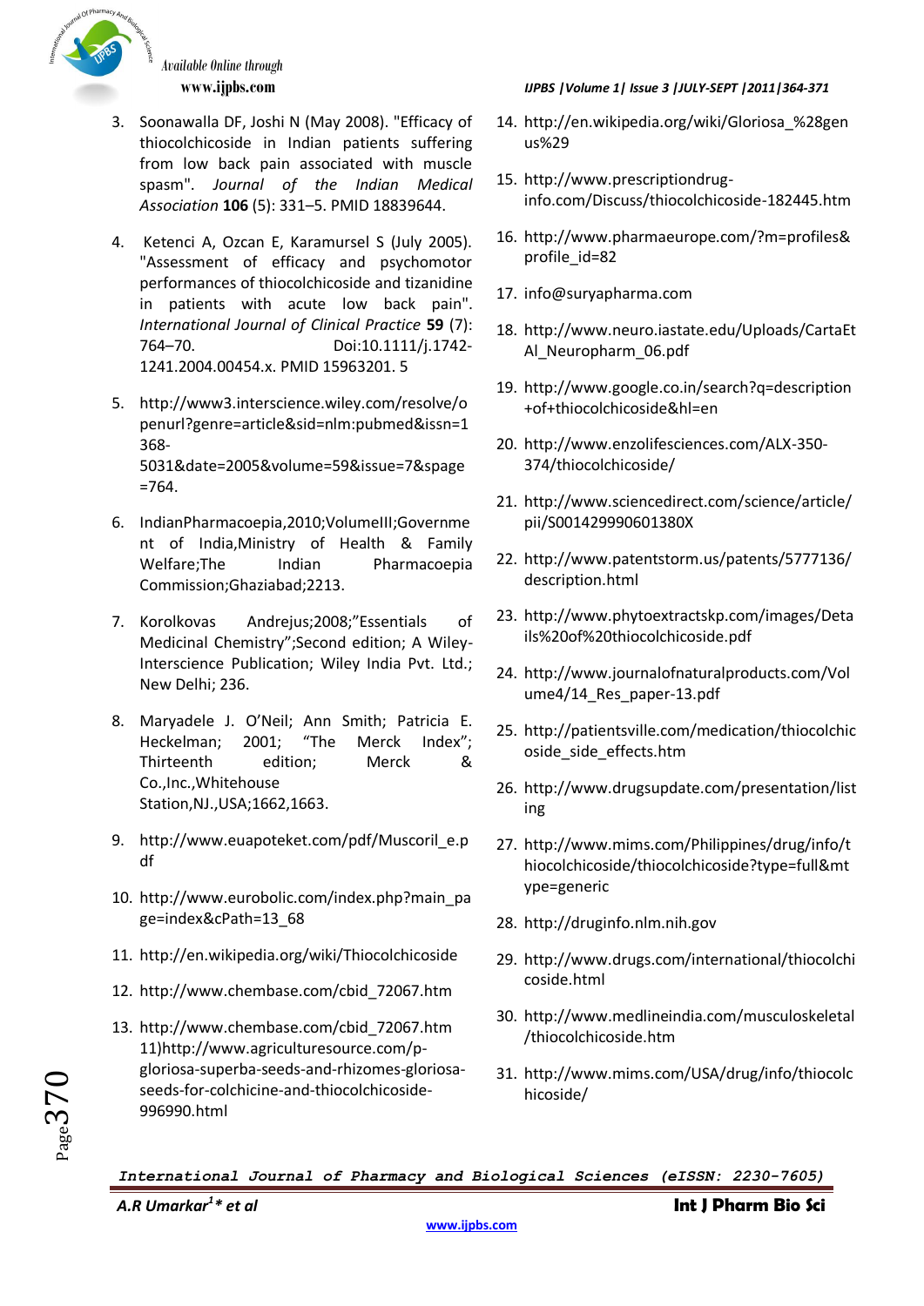3. Soonawalla DF, Joshi N (May 2008). "Efficacy of thiocolchicoside in Indian patients suffering from low back pain associated with muscle spasm". *Journal of the Indian Medical Association* **106** (5): 331–5. PMID 18839644.

4. Ketenci A, Ozcan E, Karamursel S (July 2005). "Assessment of efficacy and psychomotor performances of thiocolchicoside and tizanidine in patients with acute low back pain". *International Journal of Clinical Practice* **59** (7): 764–70. Doi:10.1111/j.1742-1241.2004.00454.x. PMID 15963201. 5

5. http://www3.interscience.wiley.com/resolve/openurl?genre=article&sid=nlm:pubmed&issn=1368-5031&date=2005&volume=59&issue=7&spage=764.

6. IndianPharmacoepia,2010;VolumeIII;Government of India,Ministry of Health & Family Welfare;The Indian Pharmacoepia Commission;Ghaziabad;2213.

7. Korolkovas Andrejus;2008;"Essentials of Medicinal Chemistry";Second edition; A Wiley-Interscience Publication; Wiley India Pvt. Ltd.; New Delhi; 236.

8. Maryadele J. O'Neil; Ann Smith; Patricia E. Heckelman; 2001; "The Merck Index"; Thirteenth edition; Merck & Co.,Inc.,Whitehouse Station,NJ.,USA;1662,1663.

9. http://www.euapoteket.com/pdf/Muscoril_e.pdf

10. http://www.eurobolic.com/index.php?main_page=index&cPath=13_68

11. http://en.wikipedia.org/wiki/Thiocolchicoside

12. http://www.chembase.com/cbid_72067.htm

13. http://www.chembase.com/cbid_72067.htm 11)http://www.agriculturesource.com/p-gloriosa-superba-seeds-and-rhizomes-gloriosa-seeds-for-colchicine-and-thiocolchicoside-996990.html

14. http://en.wikipedia.org/wiki/Gloriosa_%28genus%29

15. http://www.prescriptiondrug-info.com/Discuss/thiocolchicoside-182445.htm

16. http://www.pharmaeurope.com/?m=profiles&profile_id=82

17. info@suryapharma.com

18. http://www.neuro.iastate.edu/Uploads/CartaEtAl_Neuropharm_06.pdf

19. http://www.google.co.in/search?q=description+of+thiocolchicoside&hl=en

20. http://www.enzolifesciences.com/ALX-350-374/thiocolchicoside/

21. http://www.sciencedirect.com/science/article/pii/S001429990601380X

22. http://www.patentstorm.us/patents/5777136/description.html

23. http://www.phytoextractskp.com/images/Details%20of%20thiocolchicoside.pdf

24. http://www.journalofnaturalproducts.com/Volume4/14_Res_paper-13.pdf

25. http://patientsville.com/medication/thiocolchicoside_side_effects.htm

26. http://www.drugsupdate.com/presentation/listing

27. http://www.mims.com/Philippines/drug/info/thiocolchicoside/thiocolchicoside?type=full&mtype=generic

28. http://druginfo.nlm.nih.gov

29. http://www.drugs.com/international/thiocolchicoside.html

30. http://www.medlineindia.com/musculoskeletal/thiocolchicoside.htm

31. http://www.mims.com/USA/drug/info/thiocolchicoside/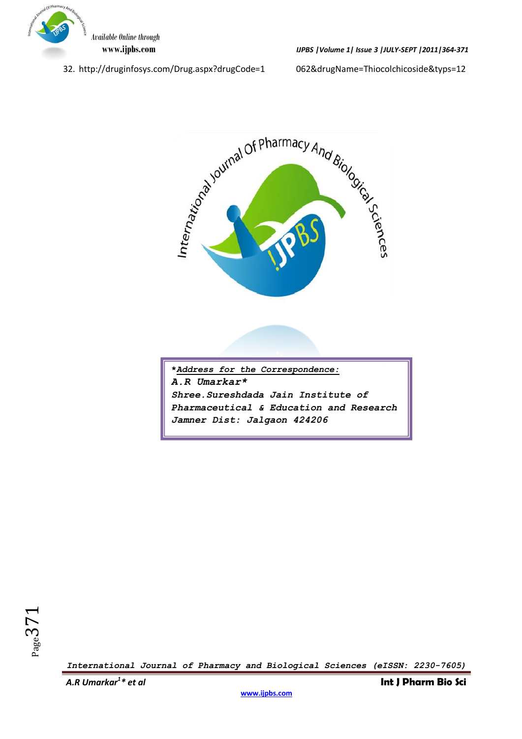32. http://druginfosys.com/Drug.aspx?drugCode=1062&drugName=Thiocolchicoside&typs=12

*Address for the Correspondence:*

***A.R Umarkar****

*Shree.Sureshdada Jain Institute of Pharmaceutical & Education and Research*

*Jamner Dist: Jalgaon 424206*